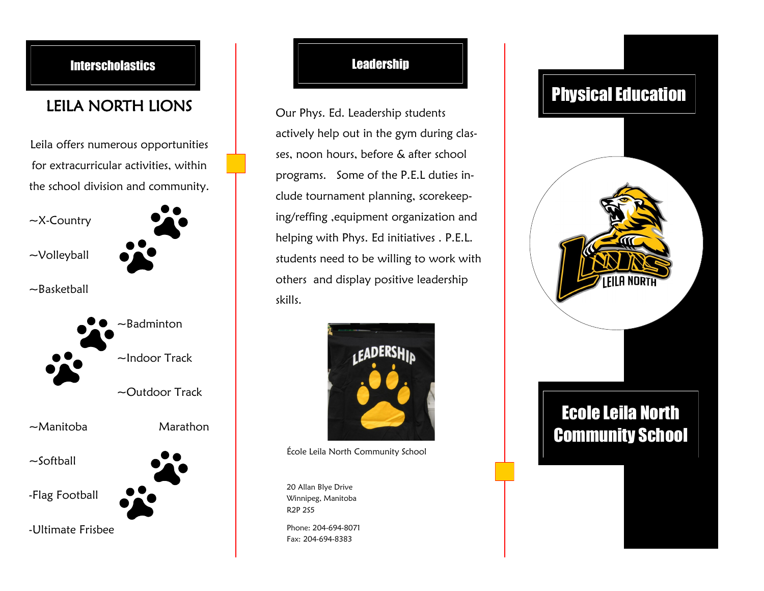## Interscholastics

### LEILA NORTH LIONS

Leila offers numerous opportunities for extracurricular activities, within the school division and community.

~X-Country

~Volleyball

~Basketball

~Badminton

~Indoor Track

~Outdoor Track

~Manitoba Marathon

~Softball

-Flag Football

-Ultimate Frisbee

## Leadership

Our Phys. Ed. Leadership students actively help out in the gym during classes, noon hours, before & after school programs. Some of the P.E.L duties include tournament planning, scorekeeping/reffing ,equipment organization and helping with Phys. Ed initiatives . P.E.L. students need to be willing to work with others and display positive leadership skills.

École Leila North Community School

20 Allan Blye Drive
Winnipeg, Manitoba
R2P 2S5

Phone: 204-694-8071
Fax: 204-694-8383

# Physical Education

## Ecole Leila North Community School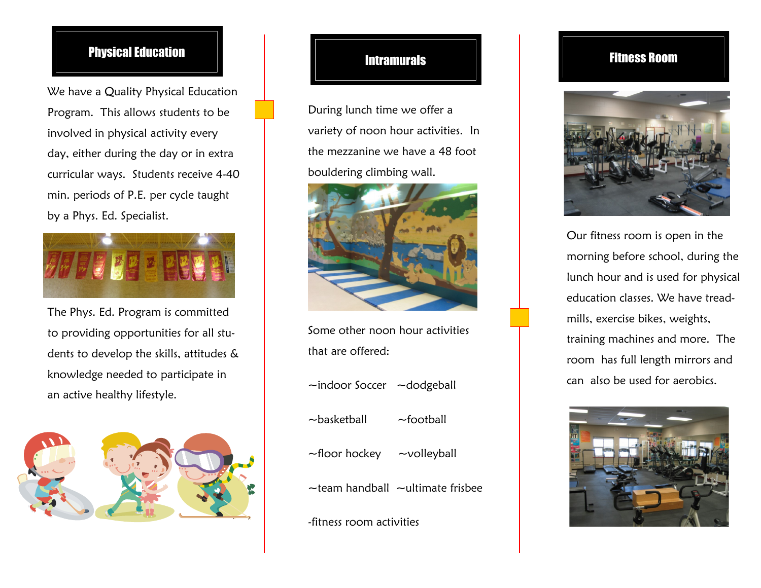## Physical Education

We have a Quality Physical Education Program. This allows students to be involved in physical activity every day, either during the day or in extra curricular ways. Students receive 4-40 min. periods of P.E. per cycle taught by a Phys. Ed. Specialist.

The Phys. Ed. Program is committed to providing opportunities for all students to develop the skills, attitudes & knowledge needed to participate in an active healthy lifestyle.

## Intramurals

During lunch time we offer a variety of noon hour activities. In the mezzanine we have a 48 foot bouldering climbing wall.

Some other noon hour activities that are offered:

~indoor Soccer ~dodgeball

~basketball ~football

~floor hockey ~volleyball

~team handball ~ultimate frisbee

-fitness room activities

## Fitness Room

Our fitness room is open in the morning before school, during the lunch hour and is used for physical education classes. We have treadmills, exercise bikes, weights, training machines and more. The room has full length mirrors and can also be used for aerobics.